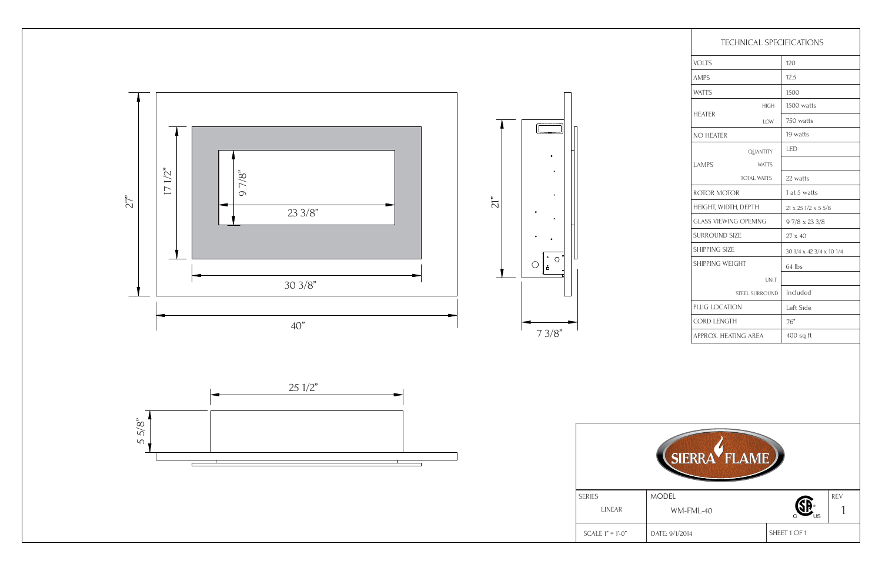# TECHNICAL SPECIFICATIONS

| | | |
|---|---|---|
| VOLTS | | 120 |
| AMPS | | 12.5 |
| WATTS | | 1500 |
| HEATER | HIGH | 1500 watts |
| | LOW | 750 watts |
| NO HEATER | | 19 watts |
| LAMPS | QUANTITY | LED |
| | WATTS | |
| | TOTAL WATTS | 22 watts |
| ROTOR MOTOR | | 1 at 5 watts |
| HEIGHT, WIDTH, DEPTH | | 21 x 25 1/2 x 5 5/8 |
| GLASS VIEWING OPENING | | 9 7/8 x 23 3/8 |
| SURROUND SIZE | | 27 x 40 |
| SHIPPING SIZE | | 30 1/4 x 42 3/4 x 10 1/4 |
| SHIPPING WEIGHT | | 64 lbs |
| | UNIT | |
| | STEEL SURROUND | Included |
| PLUG LOCATION | | Left Side |
| CORD LENGTH | | 76" |
| APPROX. HEATING AREA | | 400 sq ft |

27"

17 1/2"

9 7/8"

23 3/8"

30 3/8"

40"

21"

7 3/8"

25 1/2"

5 5/8"

SIERRA FLAME

| SERIES | MODEL | | REV |
|---|---|---|---|
| LINEAR | WM-FML-40 | | 1 |
| SCALE 1" = 1'-0" | DATE: 9/1/2014 | SHEET 1 OF 1 | |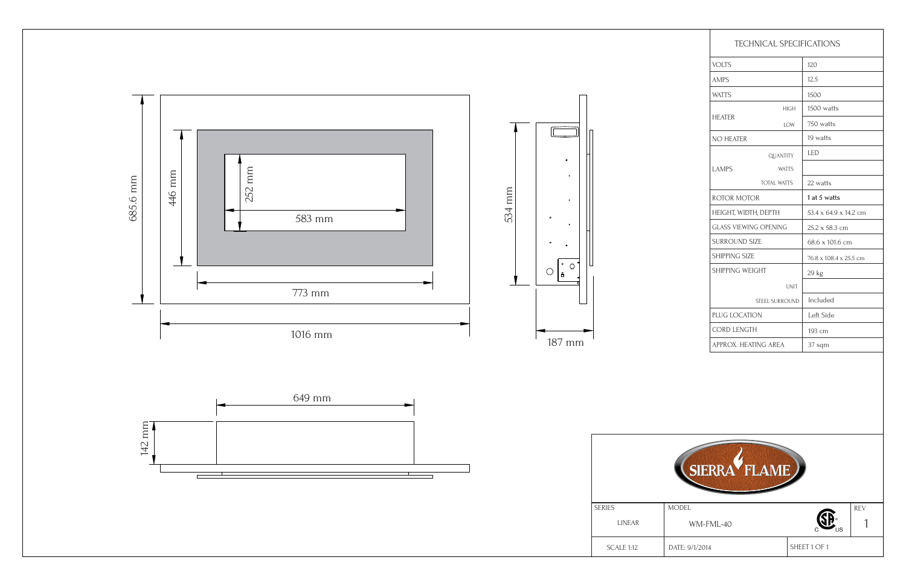685.6 mm

446 mm

252 mm

583 mm

773 mm

1016 mm

534 mm

187 mm

649 mm

142 mm

## TECHNICAL SPECIFICATIONS

| | | |
|---|---|---|
| VOLTS | | 120 |
| AMPS | | 12.5 |
| WATTS | | 1500 |
| HEATER | HIGH | 1500 watts |
| | LOW | 750 watts |
| NO HEATER | | 19 watts |
| LAMPS | QUANTITY | LED |
| | WATTS | |
| | TOTAL WATTS | 22 watts |
| ROTOR MOTOR | | 1 at 5 watts |
| HEIGHT, WIDTH, DEPTH | | 53.4 x 64.9 x 14.2 cm |
| GLASS VIEWING OPENING | | 25.2 x 58.3 cm |
| SURROUND SIZE | | 68.6 x 101.6 cm |
| SHIPPING SIZE | | 76.8 x 108.4 x 25.5 cm |
| SHIPPING WEIGHT | | 29 kg |
| | UNIT | |
| | STEEL SURROUND | Included |
| PLUG LOCATION | | Left Side |
| CORD LENGTH | | 193 cm |
| APPROX. HEATING AREA | | 37 sqm |

SIERRA FLAME

| SERIES | MODEL | | REV |
|---|---|---|---|
| LINEAR | WM-FML-40 | CSA C US | 1 |
| SCALE 1:12 | DATE: 9/1/2014 | SHEET 1 OF 1 | |